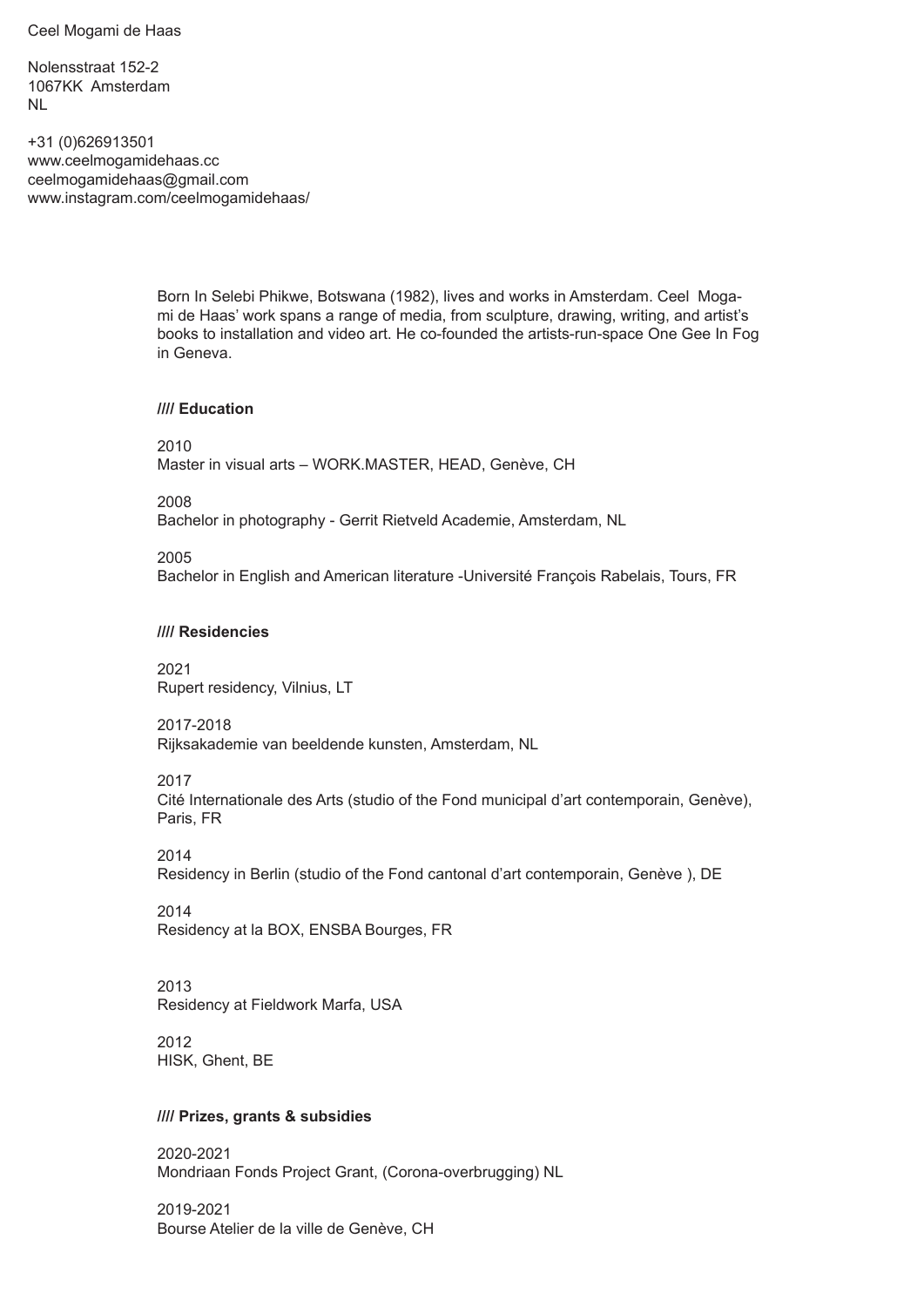Ceel Mogami de Haas

Nolensstraat 152-2
1067KK Amsterdam
NL

+31 (0)626913501
www.ceelmogamidehaas.cc
ceelmogamidehaas@gmail.com
www.instagram.com/ceelmogamidehaas/

Born In Selebi Phikwe, Botswana (1982), lives and works in Amsterdam. Ceel Mogami de Haas' work spans a range of media, from sculpture, drawing, writing, and artist's books to installation and video art. He co-founded the artists-run-space One Gee In Fog in Geneva.

## //// Education

2010
Master in visual arts – WORK.MASTER, HEAD, Genève, CH

2008
Bachelor in photography - Gerrit Rietveld Academie, Amsterdam, NL

2005
Bachelor in English and American literature -Université François Rabelais, Tours, FR

## //// Residencies

2021
Rupert residency, Vilnius, LT

2017-2018
Rijksakademie van beeldende kunsten, Amsterdam, NL

2017
Cité Internationale des Arts (studio of the Fond municipal d'art contemporain, Genève), Paris, FR

2014
Residency in Berlin (studio of the Fond cantonal d'art contemporain, Genève ), DE

2014
Residency at la BOX, ENSBA Bourges, FR

2013
Residency at Fieldwork Marfa, USA

2012
HISK, Ghent, BE

## //// Prizes, grants & subsidies

2020-2021
Mondriaan Fonds Project Grant, (Corona-overbrugging) NL

2019-2021
Bourse Atelier de la ville de Genève, CH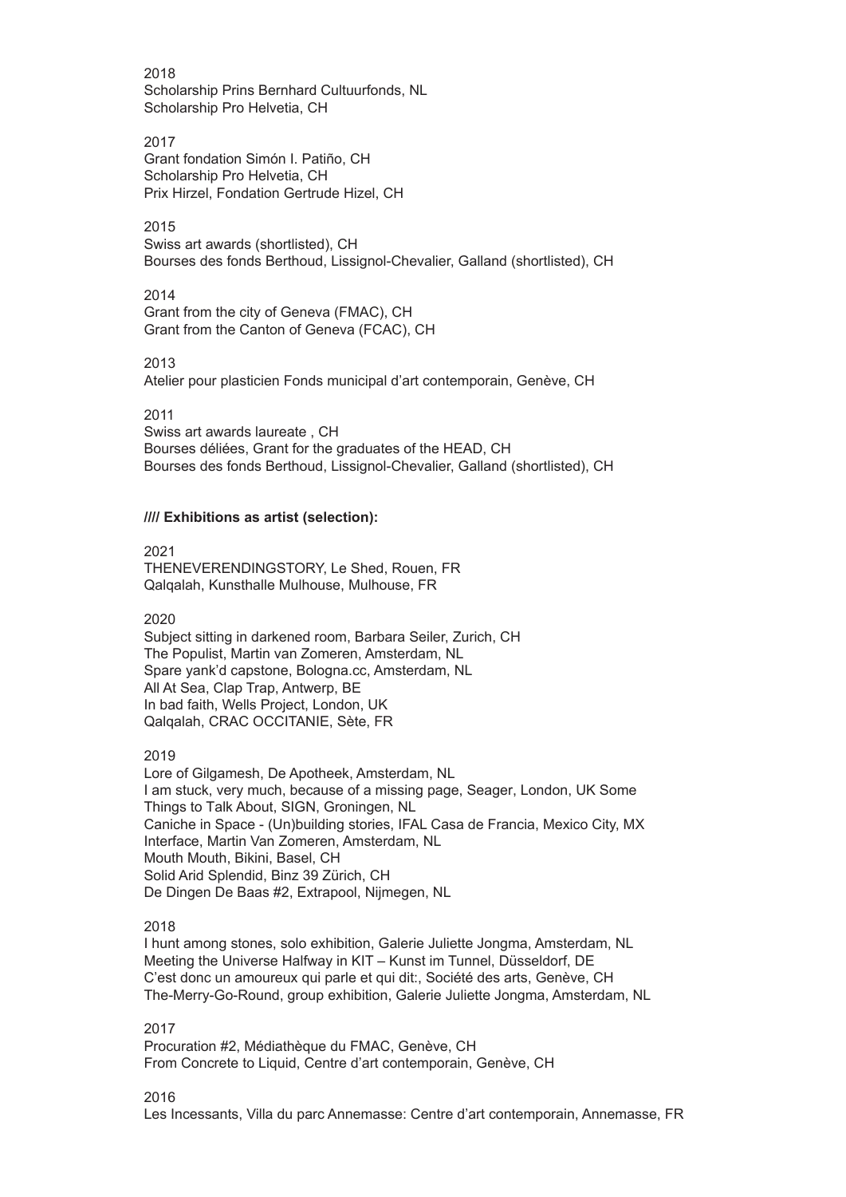2018
Scholarship Prins Bernhard Cultuurfonds, NL
Scholarship Pro Helvetia, CH

2017
Grant fondation Simón I. Patiño, CH
Scholarship Pro Helvetia, CH
Prix Hirzel, Fondation Gertrude Hizel, CH

2015
Swiss art awards (shortlisted), CH
Bourses des fonds Berthoud, Lissignol-Chevalier, Galland (shortlisted), CH

2014
Grant from the city of Geneva (FMAC), CH
Grant from the Canton of Geneva (FCAC), CH

2013
Atelier pour plasticien Fonds municipal d'art contemporain, Genève, CH

2011
Swiss art awards laureate , CH
Bourses déliées, Grant for the graduates of the HEAD, CH
Bourses des fonds Berthoud, Lissignol-Chevalier, Galland (shortlisted), CH

**//// Exhibitions as artist (selection):**

2021
THENEVERENDINGSTORY, Le Shed, Rouen, FR
Qalqalah, Kunsthalle Mulhouse, Mulhouse, FR

2020
Subject sitting in darkened room, Barbara Seiler, Zurich, CH
The Populist, Martin van Zomeren, Amsterdam, NL
Spare yank'd capstone, Bologna.cc, Amsterdam, NL
All At Sea, Clap Trap, Antwerp, BE
In bad faith, Wells Project, London, UK
Qalqalah, CRAC OCCITANIE, Sète, FR

2019
Lore of Gilgamesh, De Apotheek, Amsterdam, NL
I am stuck, very much, because of a missing page, Seager, London, UK Some Things to Talk About, SIGN, Groningen, NL
Caniche in Space - (Un)building stories, IFAL Casa de Francia, Mexico City, MX
Interface, Martin Van Zomeren, Amsterdam, NL
Mouth Mouth, Bikini, Basel, CH
Solid Arid Splendid, Binz 39 Zürich, CH
De Dingen De Baas #2, Extrapool, Nijmegen, NL

2018
I hunt among stones, solo exhibition, Galerie Juliette Jongma, Amsterdam, NL
Meeting the Universe Halfway in KIT – Kunst im Tunnel, Düsseldorf, DE
C'est donc un amoureux qui parle et qui dit:, Société des arts, Genève, CH
The-Merry-Go-Round, group exhibition, Galerie Juliette Jongma, Amsterdam, NL

2017
Procuration #2, Médiathèque du FMAC, Genève, CH
From Concrete to Liquid, Centre d'art contemporain, Genève, CH

2016
Les Incessants, Villa du parc Annemasse: Centre d'art contemporain, Annemasse, FR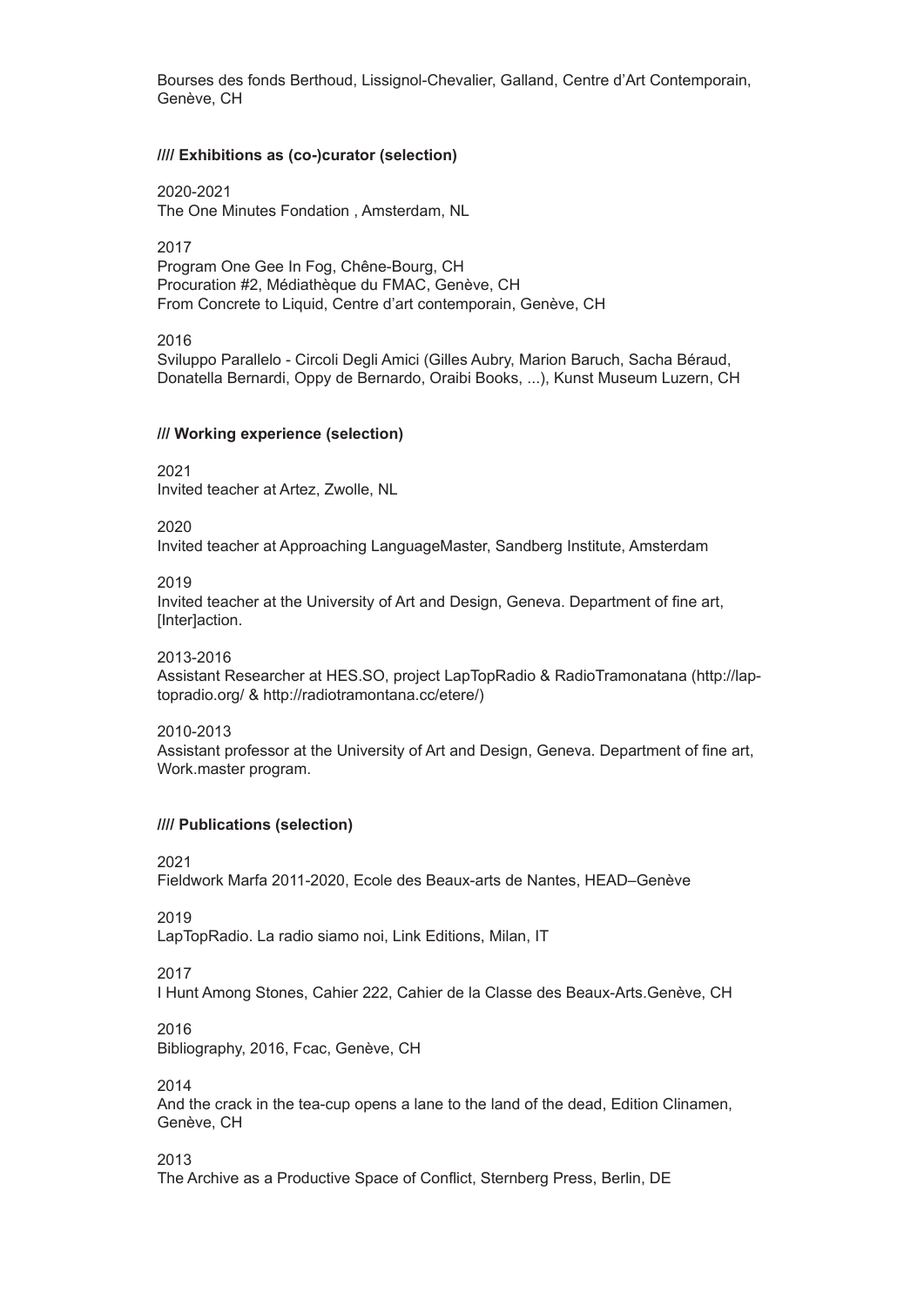Bourses des fonds Berthoud, Lissignol-Chevalier, Galland, Centre d'Art Contemporain, Genève, CH

### //// Exhibitions as (co-)curator (selection)

2020-2021
The One Minutes Fondation , Amsterdam, NL

2017
Program One Gee In Fog, Chêne-Bourg, CH
Procuration #2, Médiathèque du FMAC, Genève, CH
From Concrete to Liquid, Centre d'art contemporain, Genève, CH

2016
Sviluppo Parallelo - Circoli Degli Amici (Gilles Aubry, Marion Baruch, Sacha Béraud, Donatella Bernardi, Oppy de Bernardo, Oraibi Books, ...), Kunst Museum Luzern, CH

### /// Working experience (selection)

2021
Invited teacher at Artez, Zwolle, NL

2020
Invited teacher at Approaching LanguageMaster, Sandberg Institute, Amsterdam

2019
Invited teacher at the University of Art and Design, Geneva. Department of fine art, [Inter]action.

2013-2016
Assistant Researcher at HES.SO, project LapTopRadio & RadioTramonatana (http://laptopradio.org/ & http://radiotramontana.cc/etere/)

2010-2013
Assistant professor at the University of Art and Design, Geneva. Department of fine art, Work.master program.

### //// Publications (selection)

2021
Fieldwork Marfa 2011-2020, Ecole des Beaux-arts de Nantes, HEAD–Genève

2019
LapTopRadio. La radio siamo noi, Link Editions, Milan, IT

2017
I Hunt Among Stones, Cahier 222, Cahier de la Classe des Beaux-Arts.Genève, CH

2016
Bibliography, 2016, Fcac, Genève, CH

2014
And the crack in the tea-cup opens a lane to the land of the dead, Edition Clinamen, Genève, CH

2013
The Archive as a Productive Space of Conflict, Sternberg Press, Berlin, DE